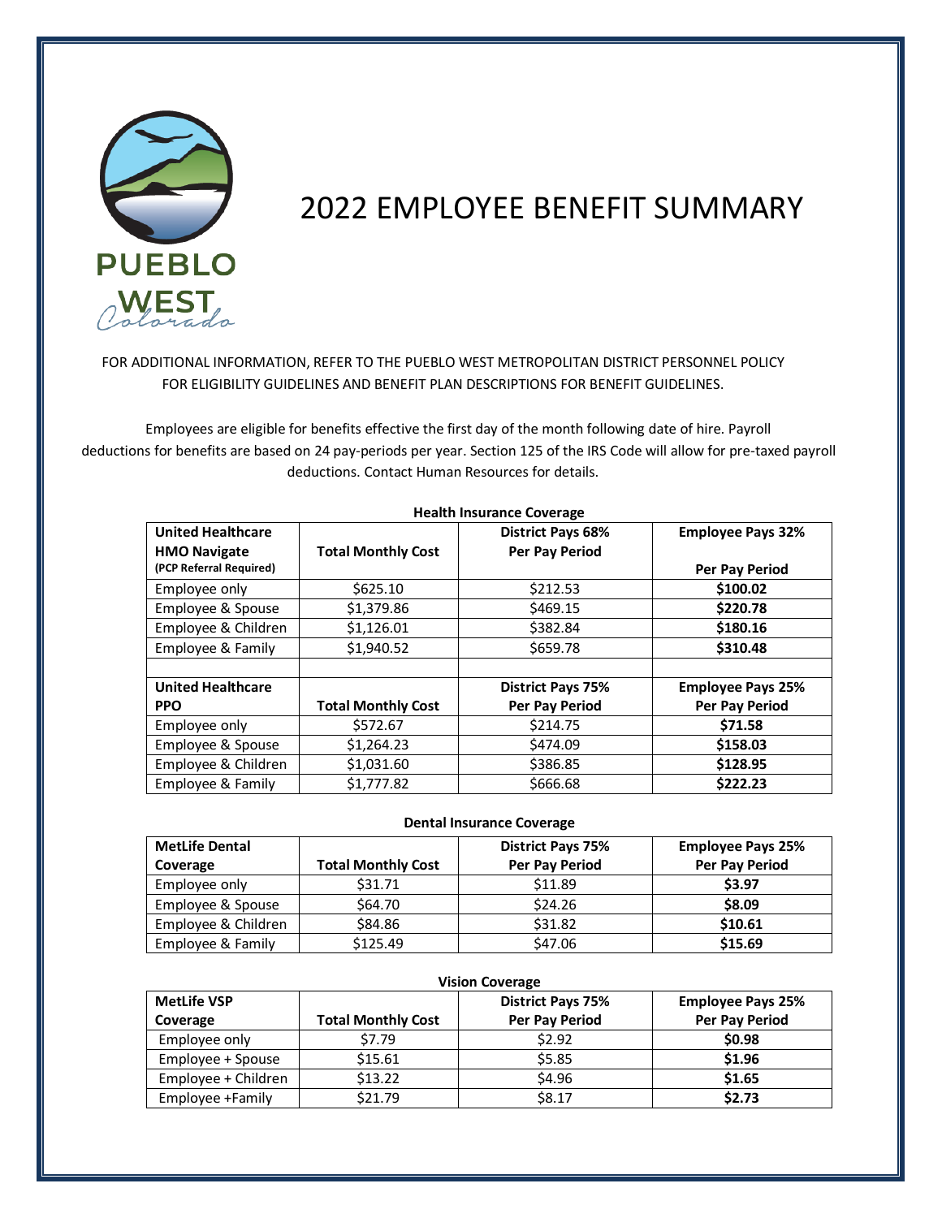# 2022 EMPLOYEE BENEFIT SUMMARY

FOR ADDITIONAL INFORMATION, REFER TO THE PUEBLO WEST METROPOLITAN DISTRICT PERSONNEL POLICY FOR ELIGIBILITY GUIDELINES AND BENEFIT PLAN DESCRIPTIONS FOR BENEFIT GUIDELINES.

Employees are eligible for benefits effective the first day of the month following date of hire. Payroll deductions for benefits are based on 24 pay-periods per year. Section 125 of the IRS Code will allow for pre-taxed payroll deductions. Contact Human Resources for details.

**Health Insurance Coverage**

| United Healthcare HMO Navigate (PCP Referral Required) | Total Monthly Cost | District Pays 68% Per Pay Period | Employee Pays 32% Per Pay Period |
|---|---|---|---|
| Employee only | $625.10 | $212.53 | **$100.02** |
| Employee & Spouse | $1,379.86 | $469.15 | **$220.78** |
| Employee & Children | $1,126.01 | $382.84 | **$180.16** |
| Employee & Family | $1,940.52 | $659.78 | **$310.48** |
| | | | |
| **United Healthcare PPO** | **Total Monthly Cost** | **District Pays 75% Per Pay Period** | **Employee Pays 25% Per Pay Period** |
| Employee only | $572.67 | $214.75 | **$71.58** |
| Employee & Spouse | $1,264.23 | $474.09 | **$158.03** |
| Employee & Children | $1,031.60 | $386.85 | **$128.95** |
| Employee & Family | $1,777.82 | $666.68 | **$222.23** |

**Dental Insurance Coverage**

| MetLife Dental Coverage | Total Monthly Cost | District Pays 75% Per Pay Period | Employee Pays 25% Per Pay Period |
|---|---|---|---|
| Employee only | $31.71 | $11.89 | **$3.97** |
| Employee & Spouse | $64.70 | $24.26 | **$8.09** |
| Employee & Children | $84.86 | $31.82 | **$10.61** |
| Employee & Family | $125.49 | $47.06 | **$15.69** |

**Vision Coverage**

| MetLife VSP Coverage | Total Monthly Cost | District Pays 75% Per Pay Period | Employee Pays 25% Per Pay Period |
|---|---|---|---|
| Employee only | $7.79 | $2.92 | **$0.98** |
| Employee + Spouse | $15.61 | $5.85 | **$1.96** |
| Employee + Children | $13.22 | $4.96 | **$1.65** |
| Employee +Family | $21.79 | $8.17 | **$2.73** |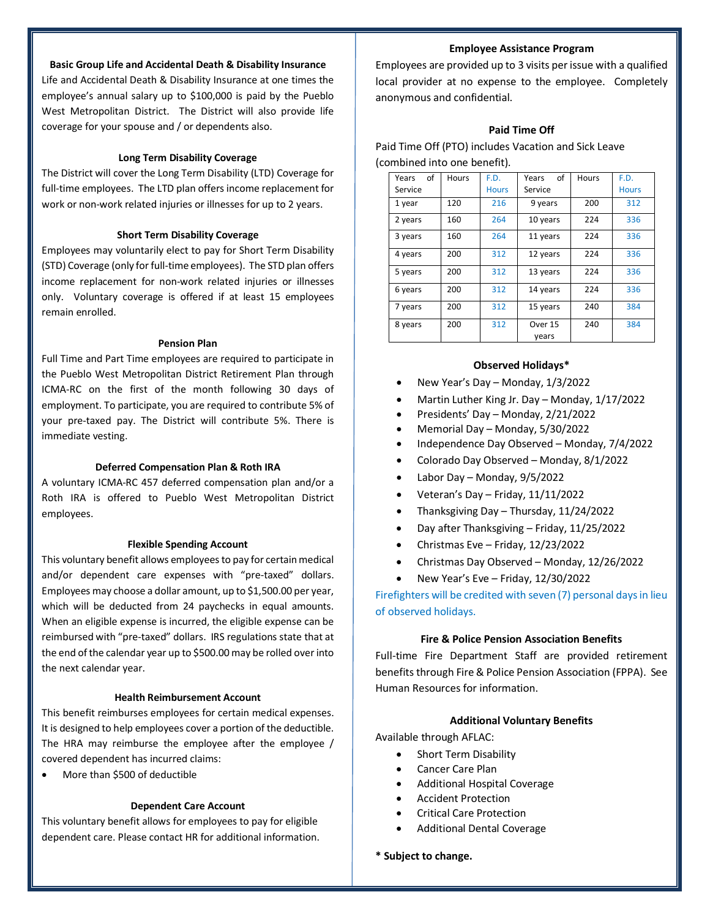### Basic Group Life and Accidental Death & Disability Insurance

Life and Accidental Death & Disability Insurance at one times the employee's annual salary up to $100,000 is paid by the Pueblo West Metropolitan District. The District will also provide life coverage for your spouse and / or dependents also.

### Long Term Disability Coverage

The District will cover the Long Term Disability (LTD) Coverage for full-time employees. The LTD plan offers income replacement for work or non-work related injuries or illnesses for up to 2 years.

### Short Term Disability Coverage

Employees may voluntarily elect to pay for Short Term Disability (STD) Coverage (only for full-time employees). The STD plan offers income replacement for non-work related injuries or illnesses only. Voluntary coverage is offered if at least 15 employees remain enrolled.

### Pension Plan

Full Time and Part Time employees are required to participate in the Pueblo West Metropolitan District Retirement Plan through ICMA-RC on the first of the month following 30 days of employment. To participate, you are required to contribute 5% of your pre-taxed pay. The District will contribute 5%. There is immediate vesting.

### Deferred Compensation Plan & Roth IRA

A voluntary ICMA-RC 457 deferred compensation plan and/or a Roth IRA is offered to Pueblo West Metropolitan District employees.

### Flexible Spending Account

This voluntary benefit allows employees to pay for certain medical and/or dependent care expenses with "pre-taxed" dollars. Employees may choose a dollar amount, up to $1,500.00 per year, which will be deducted from 24 paychecks in equal amounts. When an eligible expense is incurred, the eligible expense can be reimbursed with "pre-taxed" dollars. IRS regulations state that at the end of the calendar year up to $500.00 may be rolled over into the next calendar year.

### Health Reimbursement Account

This benefit reimburses employees for certain medical expenses. It is designed to help employees cover a portion of the deductible. The HRA may reimburse the employee after the employee / covered dependent has incurred claims:

- More than $500 of deductible

### Dependent Care Account

This voluntary benefit allows for employees to pay for eligible dependent care. Please contact HR for additional information.

### Employee Assistance Program

Employees are provided up to 3 visits per issue with a qualified local provider at no expense to the employee. Completely anonymous and confidential.

### Paid Time Off

Paid Time Off (PTO) includes Vacation and Sick Leave (combined into one benefit).

| Years of Service | Hours | F.D. Hours | Years of Service | Hours | F.D. Hours |
|---|---|---|---|---|---|
| 1 year | 120 | 216 | 9 years | 200 | 312 |
| 2 years | 160 | 264 | 10 years | 224 | 336 |
| 3 years | 160 | 264 | 11 years | 224 | 336 |
| 4 years | 200 | 312 | 12 years | 224 | 336 |
| 5 years | 200 | 312 | 13 years | 224 | 336 |
| 6 years | 200 | 312 | 14 years | 224 | 336 |
| 7 years | 200 | 312 | 15 years | 240 | 384 |
| 8 years | 200 | 312 | Over 15 years | 240 | 384 |

### Observed Holidays*

- New Year's Day – Monday, 1/3/2022
- Martin Luther King Jr. Day – Monday, 1/17/2022
- Presidents' Day – Monday, 2/21/2022
- Memorial Day – Monday, 5/30/2022
- Independence Day Observed – Monday, 7/4/2022
- Colorado Day Observed – Monday, 8/1/2022
- Labor Day – Monday, 9/5/2022
- Veteran's Day – Friday, 11/11/2022
- Thanksgiving Day – Thursday, 11/24/2022
- Day after Thanksgiving – Friday, 11/25/2022
- Christmas Eve – Friday, 12/23/2022
- Christmas Day Observed – Monday, 12/26/2022
- New Year's Eve – Friday, 12/30/2022

Firefighters will be credited with seven (7) personal days in lieu of observed holidays.

### Fire & Police Pension Association Benefits

Full-time Fire Department Staff are provided retirement benefits through Fire & Police Pension Association (FPPA). See Human Resources for information.

### Additional Voluntary Benefits

Available through AFLAC:

- Short Term Disability
- Cancer Care Plan
- Additional Hospital Coverage
- Accident Protection
- Critical Care Protection
- Additional Dental Coverage

**\* Subject to change.**